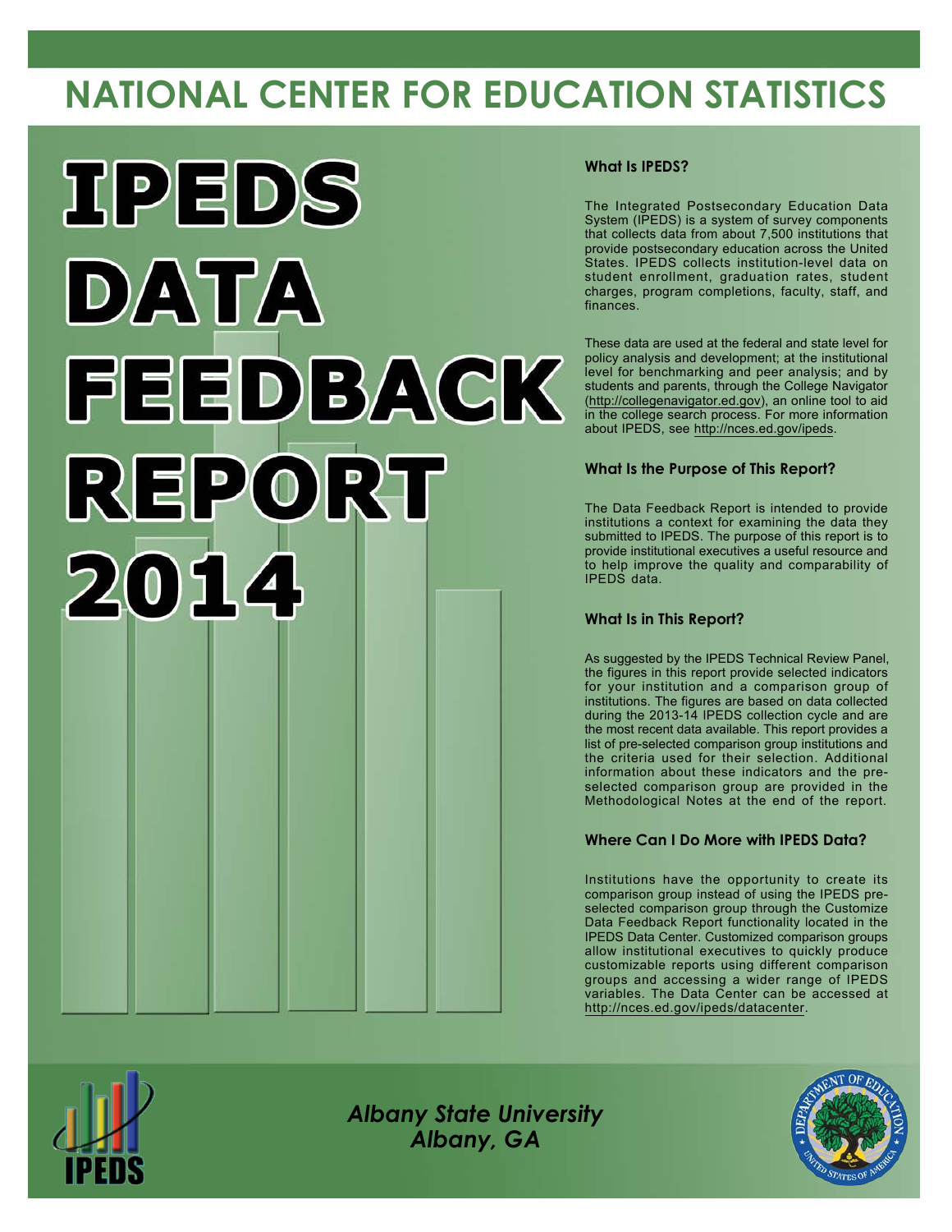# NATIONAL CENTER FOR EDUCATION STATISTICS

# IPEDS DATA FEEDBACK REPORT 2014

### What Is IPEDS?

The Integrated Postsecondary Education Data System (IPEDS) is a system of survey components that collects data from about 7,500 institutions that provide postsecondary education across the United States. IPEDS collects institution-level data on student enrollment, graduation rates, student charges, program completions, faculty, staff, and finances.

These data are used at the federal and state level for policy analysis and development; at the institutional level for benchmarking and peer analysis; and by students and parents, through the College Navigator (http://collegenavigator.ed.gov), an online tool to aid in the college search process. For more information about IPEDS, see http://nces.ed.gov/ipeds.

### What Is the Purpose of This Report?

The Data Feedback Report is intended to provide institutions a context for examining the data they submitted to IPEDS. The purpose of this report is to provide institutional executives a useful resource and to help improve the quality and comparability of IPEDS data.

### What Is in This Report?

As suggested by the IPEDS Technical Review Panel, the figures in this report provide selected indicators for your institution and a comparison group of institutions. The figures are based on data collected during the 2013-14 IPEDS collection cycle and are the most recent data available. This report provides a list of pre-selected comparison group institutions and the criteria used for their selection. Additional information about these indicators and the pre-selected comparison group are provided in the Methodological Notes at the end of the report.

### Where Can I Do More with IPEDS Data?

Institutions have the opportunity to create its comparison group instead of using the IPEDS pre-selected comparison group through the Customize Data Feedback Report functionality located in the IPEDS Data Center. Customized comparison groups allow institutional executives to quickly produce customizable reports using different comparison groups and accessing a wider range of IPEDS variables. The Data Center can be accessed at http://nces.ed.gov/ipeds/datacenter.

*Albany State University*
*Albany, GA*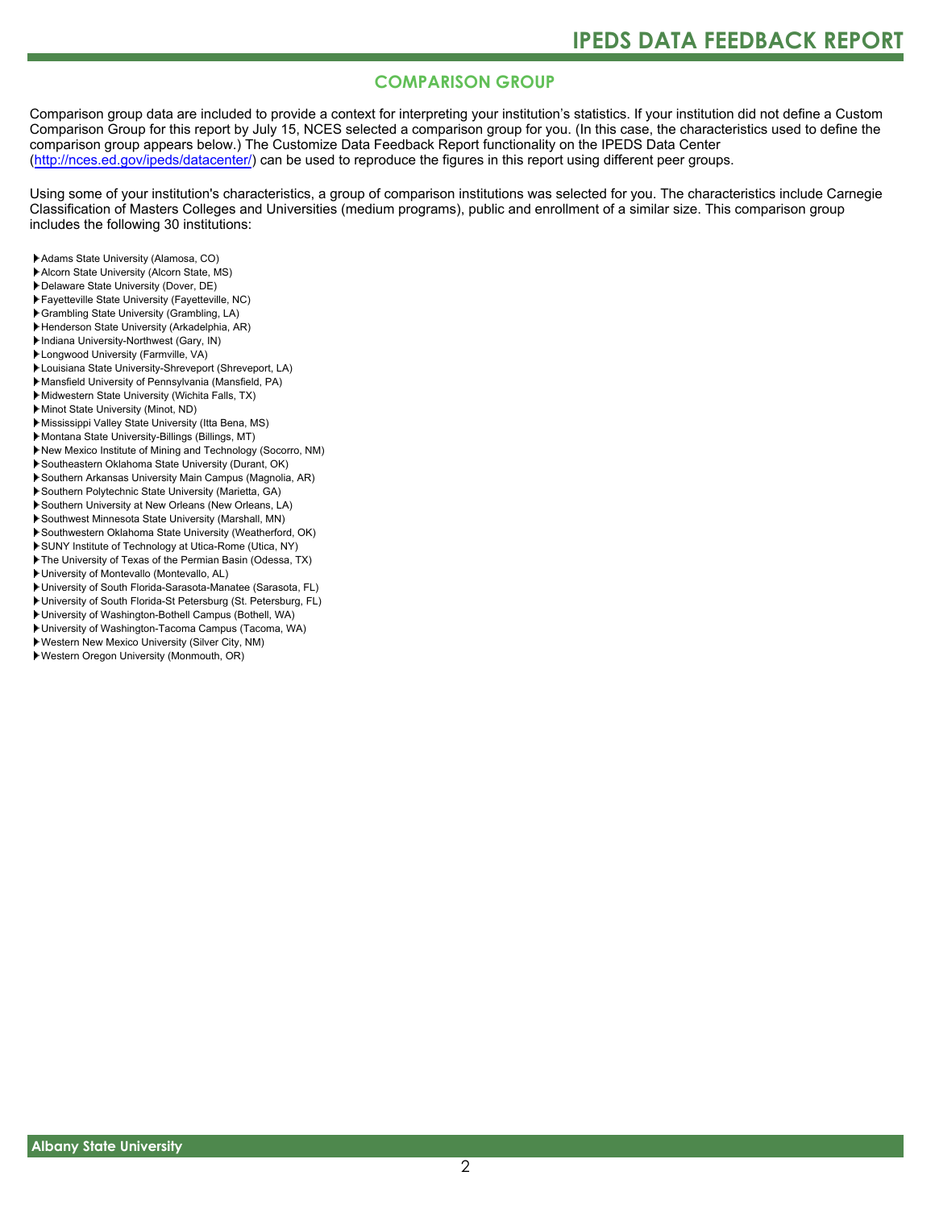## COMPARISON GROUP

Comparison group data are included to provide a context for interpreting your institution's statistics. If your institution did not define a Custom Comparison Group for this report by July 15, NCES selected a comparison group for you. (In this case, the characteristics used to define the comparison group appears below.) The Customize Data Feedback Report functionality on the IPEDS Data Center (http://nces.ed.gov/ipeds/datacenter/) can be used to reproduce the figures in this report using different peer groups.

Using some of your institution's characteristics, a group of comparison institutions was selected for you. The characteristics include Carnegie Classification of Masters Colleges and Universities (medium programs), public and enrollment of a similar size. This comparison group includes the following 30 institutions:

- Adams State University (Alamosa, CO)
- Alcorn State University (Alcorn State, MS)
- Delaware State University (Dover, DE)
- Fayetteville State University (Fayetteville, NC)
- Grambling State University (Grambling, LA)
- Henderson State University (Arkadelphia, AR)
- Indiana University-Northwest (Gary, IN)
- Longwood University (Farmville, VA)
- Louisiana State University-Shreveport (Shreveport, LA)
- Mansfield University of Pennsylvania (Mansfield, PA)
- Midwestern State University (Wichita Falls, TX)
- Minot State University (Minot, ND)
- Mississippi Valley State University (Itta Bena, MS)
- Montana State University-Billings (Billings, MT)
- New Mexico Institute of Mining and Technology (Socorro, NM)
- Southeastern Oklahoma State University (Durant, OK)
- Southern Arkansas University Main Campus (Magnolia, AR)
- Southern Polytechnic State University (Marietta, GA)
- Southern University at New Orleans (New Orleans, LA)
- Southwest Minnesota State University (Marshall, MN)
- Southwestern Oklahoma State University (Weatherford, OK)
- SUNY Institute of Technology at Utica-Rome (Utica, NY)
- The University of Texas of the Permian Basin (Odessa, TX)
- University of Montevallo (Montevallo, AL)
- University of South Florida-Sarasota-Manatee (Sarasota, FL)
- University of South Florida-St Petersburg (St. Petersburg, FL)
- University of Washington-Bothell Campus (Bothell, WA)
- University of Washington-Tacoma Campus (Tacoma, WA)
- Western New Mexico University (Silver City, NM)
- Western Oregon University (Monmouth, OR)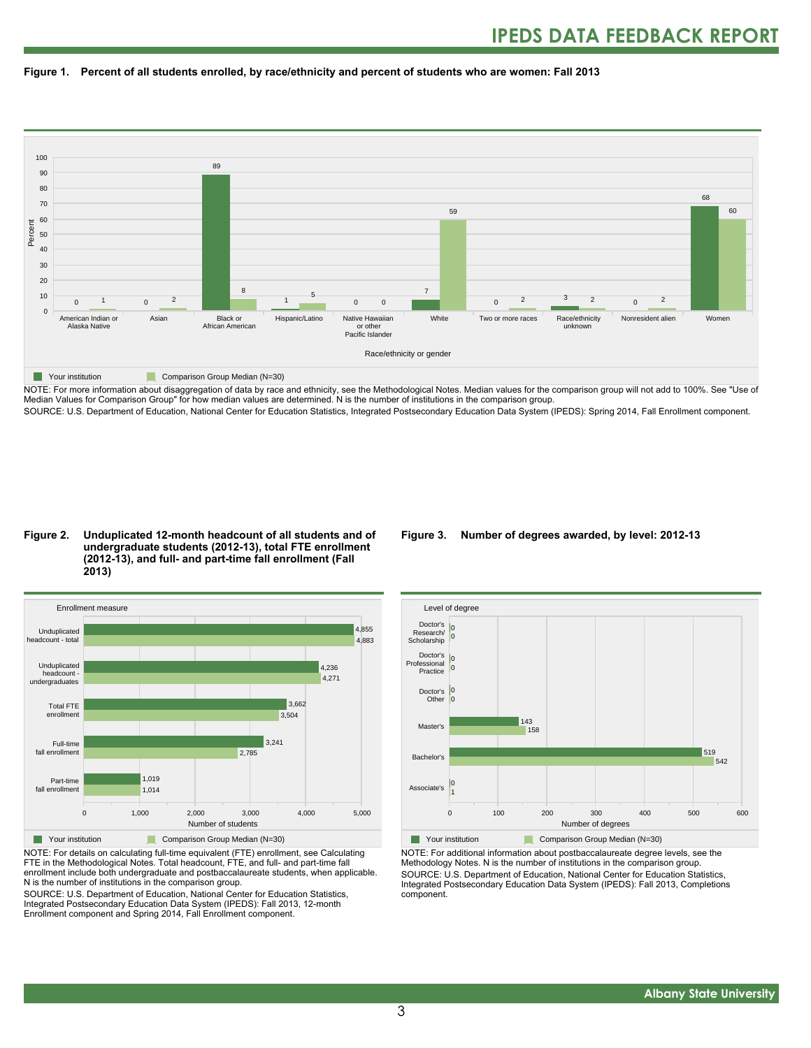**Figure 1. Percent of all students enrolled, by race/ethnicity and percent of students who are women: Fall 2013**

| Race/ethnicity or gender | Your institution | Comparison Group Median (N=30) |
| --- | --- | --- |
| American Indian or Alaska Native | 0 | 1 |
| Asian | 0 | 2 |
| Black or African American | 89 | 8 |
| Hispanic/Latino | 1 | 5 |
| Native Hawaiian or other Pacific Islander | 0 | 0 |
| White | 7 | 59 |
| Two or more races | 0 | 2 |
| Race/ethnicity unknown | 3 | 2 |
| Nonresident alien | 0 | 2 |
| Women | 68 | 60 |

NOTE: For more information about disaggregation of data by race and ethnicity, see the Methodological Notes. Median values for the comparison group will not add to 100%. See "Use of Median Values for Comparison Group" for how median values are determined. N is the number of institutions in the comparison group.
SOURCE: U.S. Department of Education, National Center for Education Statistics, Integrated Postsecondary Education Data System (IPEDS): Spring 2014, Fall Enrollment component.

**Figure 2. Unduplicated 12-month headcount of all students and of undergraduate students (2012-13), total FTE enrollment (2012-13), and full- and part-time fall enrollment (Fall 2013)**

| Enrollment measure | Your institution | Comparison Group Median (N=30) |
| --- | --- | --- |
| Unduplicated headcount - total | 4,855 | 4,883 |
| Unduplicated headcount - undergraduates | 4,236 | 4,271 |
| Total FTE enrollment | 3,662 | 3,504 |
| Full-time fall enrollment | 3,241 | 2,785 |
| Part-time fall enrollment | 1,019 | 1,014 |

NOTE: For details on calculating full-time equivalent (FTE) enrollment, see Calculating FTE in the Methodological Notes. Total headcount, FTE, and full- and part-time fall enrollment include both undergraduate and postbaccalaureate students, when applicable. N is the number of institutions in the comparison group.
SOURCE: U.S. Department of Education, National Center for Education Statistics, Integrated Postsecondary Education Data System (IPEDS): Fall 2013, 12-month Enrollment component and Spring 2014, Fall Enrollment component.

**Figure 3. Number of degrees awarded, by level: 2012-13**

| Level of degree | Your institution | Comparison Group Median (N=30) |
| --- | --- | --- |
| Doctor's Research/ Scholarship | 0 | 0 |
| Doctor's Professional Practice | 0 | 0 |
| Doctor's Other | 0 | 0 |
| Master's | 143 | 158 |
| Bachelor's | 519 | 542 |
| Associate's | 0 | 1 |

NOTE: For additional information about postbaccalaureate degree levels, see the Methodology Notes. N is the number of institutions in the comparison group.
SOURCE: U.S. Department of Education, National Center for Education Statistics, Integrated Postsecondary Education Data System (IPEDS): Fall 2013, Completions component.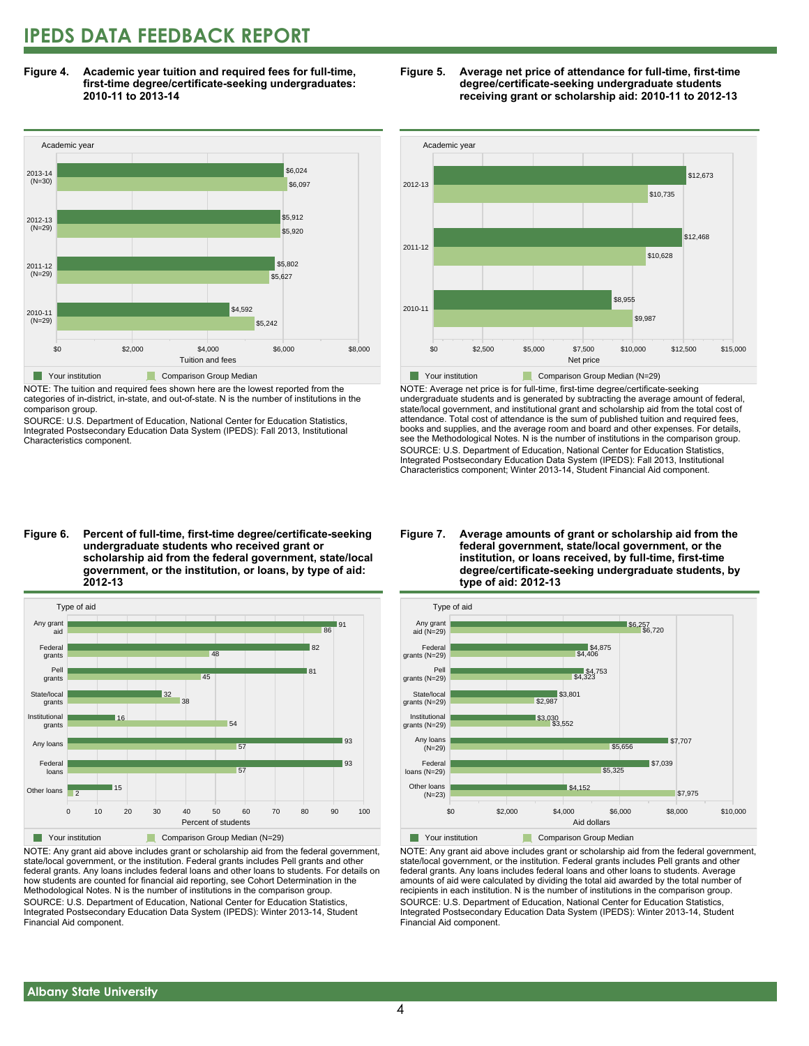# IPEDS DATA FEEDBACK REPORT

**Figure 4. Academic year tuition and required fees for full-time, first-time degree/certificate-seeking undergraduates: 2010-11 to 2013-14**

| Academic year | Your institution | Comparison Group Median |
|---|---|---|
| 2013-14 (N=30) | $6,024 | $6,097 |
| 2012-13 (N=29) | $5,912 | $5,920 |
| 2011-12 (N=29) | $5,802 | $5,627 |
| 2010-11 (N=29) | $4,592 | $5,242 |

NOTE: The tuition and required fees shown here are the lowest reported from the categories of in-district, in-state, and out-of-state. N is the number of institutions in the comparison group.

SOURCE: U.S. Department of Education, National Center for Education Statistics, Integrated Postsecondary Education Data System (IPEDS): Fall 2013, Institutional Characteristics component.

**Figure 5. Average net price of attendance for full-time, first-time degree/certificate-seeking undergraduate students receiving grant or scholarship aid: 2010-11 to 2012-13**

| Academic year | Your institution | Comparison Group Median (N=29) |
|---|---|---|
| 2012-13 | $12,673 | $10,735 |
| 2011-12 | $12,468 | $10,628 |
| 2010-11 | $8,955 | $9,987 |

NOTE: Average net price is for full-time, first-time degree/certificate-seeking undergraduate students and is generated by subtracting the average amount of federal, state/local government, and institutional grant and scholarship aid from the total cost of attendance. Total cost of attendance is the sum of published tuition and required fees, books and supplies, and the average room and board and other expenses. For details, see the Methodological Notes. N is the number of institutions in the comparison group.

SOURCE: U.S. Department of Education, National Center for Education Statistics, Integrated Postsecondary Education Data System (IPEDS): Fall 2013, Institutional Characteristics component; Winter 2013-14, Student Financial Aid component.

**Figure 6. Percent of full-time, first-time degree/certificate-seeking undergraduate students who received grant or scholarship aid from the federal government, state/local government, or the institution, or loans, by type of aid: 2012-13**

| Type of aid | Your institution | Comparison Group Median (N=29) |
|---|---|---|
| Any grant aid | 91 | 86 |
| Federal grants | 82 | 48 |
| Pell grants | 81 | 45 |
| State/local grants | 32 | 38 |
| Institutional grants | 16 | 54 |
| Any loans | 93 | 57 |
| Federal loans | 93 | 57 |
| Other loans | 15 | 2 |

NOTE: Any grant aid above includes grant or scholarship aid from the federal government, state/local government, or the institution. Federal grants includes Pell grants and other federal grants. Any loans includes federal loans and other loans to students. For details on how students are counted for financial aid reporting, see Cohort Determination in the Methodological Notes. N is the number of institutions in the comparison group.

SOURCE: U.S. Department of Education, National Center for Education Statistics, Integrated Postsecondary Education Data System (IPEDS): Winter 2013-14, Student Financial Aid component.

**Figure 7. Average amounts of grant or scholarship aid from the federal government, state/local government, or the institution, or loans received, by full-time, first-time degree/certificate-seeking undergraduate students, by type of aid: 2012-13**

| Type of aid | Your institution | Comparison Group Median |
|---|---|---|
| Any grant aid (N=29) | $6,257 | $6,720 |
| Federal grants (N=29) | $4,875 | $4,406 |
| Pell grants (N=29) | $4,753 | $4,323 |
| State/local grants (N=29) | $3,801 | $2,987 |
| Institutional grants (N=29) | $3,030 | $3,552 |
| Any loans (N=29) | $7,707 | $5,656 |
| Federal loans (N=29) | $7,039 | $5,325 |
| Other loans (N=23) | $4,152 | $7,975 |

NOTE: Any grant aid above includes grant or scholarship aid from the federal government, state/local government, or the institution. Federal grants includes Pell grants and other federal grants. Any loans includes federal loans and other loans to students. Average amounts of aid were calculated by dividing the total aid awarded by the total number of recipients in each institution. N is the number of institutions in the comparison group.

SOURCE: U.S. Department of Education, National Center for Education Statistics, Integrated Postsecondary Education Data System (IPEDS): Winter 2013-14, Student Financial Aid component.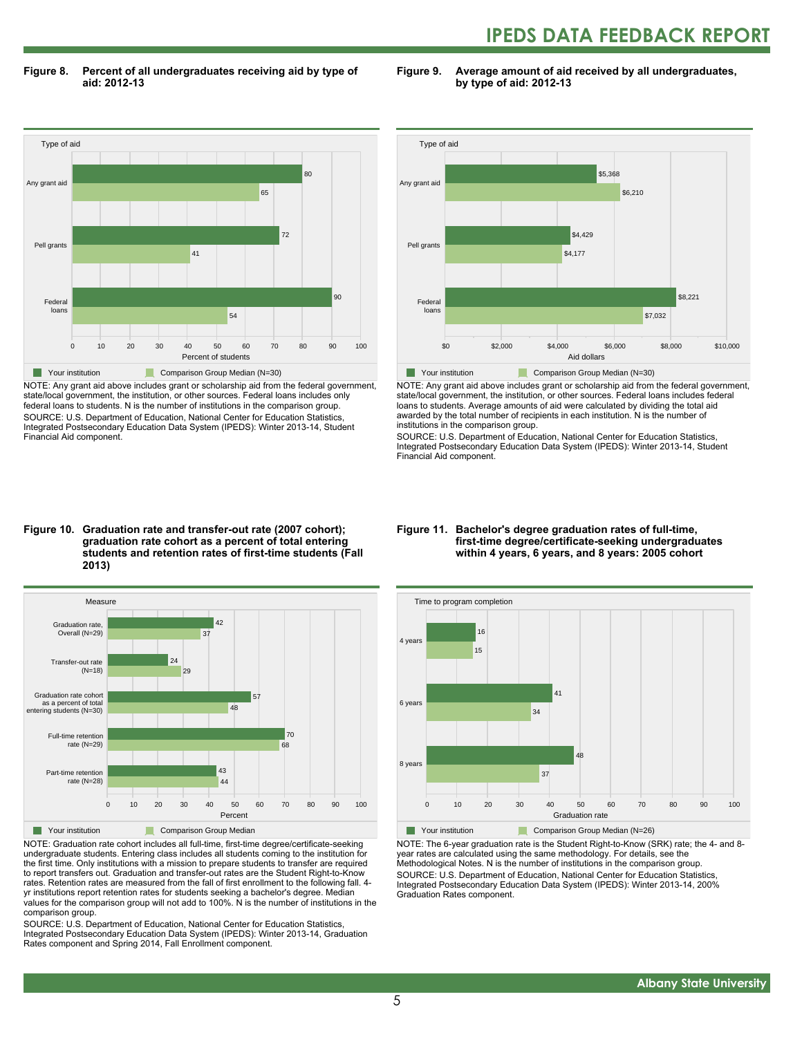### Figure 8. Percent of all undergraduates receiving aid by type of aid: 2012-13

| Type of aid | Your institution | Comparison Group Median (N=30) |
|---|---|---|
| Any grant aid | 80 | 65 |
| Pell grants | 72 | 41 |
| Federal loans | 90 | 54 |

Percent of students

NOTE: Any grant aid above includes grant or scholarship aid from the federal government, state/local government, the institution, or other sources. Federal loans includes only federal loans to students. N is the number of institutions in the comparison group.
SOURCE: U.S. Department of Education, National Center for Education Statistics, Integrated Postsecondary Education Data System (IPEDS): Winter 2013-14, Student Financial Aid component.

### Figure 9. Average amount of aid received by all undergraduates, by type of aid: 2012-13

| Type of aid | Your institution | Comparison Group Median (N=30) |
|---|---|---|
| Any grant aid | $5,368 | $6,210 |
| Pell grants | $4,429 | $4,177 |
| Federal loans | $8,221 | $7,032 |

Aid dollars

NOTE: Any grant aid above includes grant or scholarship aid from the federal government, state/local government, the institution, or other sources. Federal loans includes federal loans to students. Average amounts of aid were calculated by dividing the total aid awarded by the total number of recipients in each institution. N is the number of institutions in the comparison group.
SOURCE: U.S. Department of Education, National Center for Education Statistics, Integrated Postsecondary Education Data System (IPEDS): Winter 2013-14, Student Financial Aid component.

### Figure 10. Graduation rate and transfer-out rate (2007 cohort); graduation rate cohort as a percent of total entering students and retention rates of first-time students (Fall 2013)

| Measure | Your institution | Comparison Group Median |
|---|---|---|
| Graduation rate, Overall (N=29) | 42 | 37 |
| Transfer-out rate (N=18) | 24 | 29 |
| Graduation rate cohort as a percent of total entering students (N=30) | 57 | 48 |
| Full-time retention rate (N=29) | 70 | 68 |
| Part-time retention rate (N=28) | 43 | 44 |

Percent

NOTE: Graduation rate cohort includes all full-time, first-time degree/certificate-seeking undergraduate students. Entering class includes all students coming to the institution for the first time. Only institutions with a mission to prepare students to transfer are required to report transfers out. Graduation and transfer-out rates are the Student Right-to-Know rates. Retention rates are measured from the fall of first enrollment to the following fall. 4-yr institutions report retention rates for students seeking a bachelor's degree. Median values for the comparison group will not add to 100%. N is the number of institutions in the comparison group.
SOURCE: U.S. Department of Education, National Center for Education Statistics, Integrated Postsecondary Education Data System (IPEDS): Winter 2013-14, Graduation Rates component and Spring 2014, Fall Enrollment component.

### Figure 11. Bachelor's degree graduation rates of full-time, first-time degree/certificate-seeking undergraduates within 4 years, 6 years, and 8 years: 2005 cohort

| Time to program completion | Your institution | Comparison Group Median (N=26) |
|---|---|---|
| 4 years | 16 | 15 |
| 6 years | 41 | 34 |
| 8 years | 48 | 37 |

Graduation rate

NOTE: The 6-year graduation rate is the Student Right-to-Know (SRK) rate; the 4- and 8-year rates are calculated using the same methodology. For details, see the Methodological Notes. N is the number of institutions in the comparison group.
SOURCE: U.S. Department of Education, National Center for Education Statistics, Integrated Postsecondary Education Data System (IPEDS): Winter 2013-14, 200% Graduation Rates component.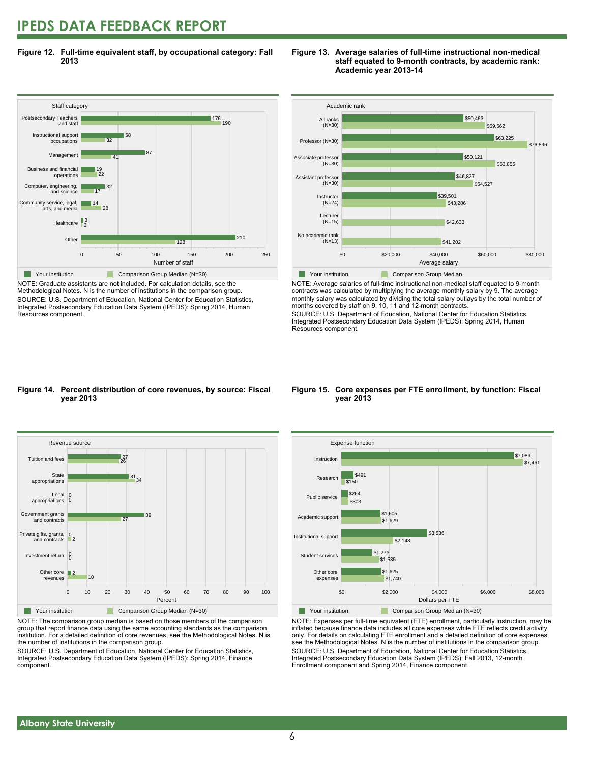**Figure 12. Full-time equivalent staff, by occupational category: Fall 2013**

| Staff category | Your institution | Comparison Group Median (N=30) |
|---|---|---|
| Postsecondary Teachers and staff | 176 | 190 |
| Instructional support occupations | 58 | 32 |
| Management | 87 | 41 |
| Business and financial operations | 19 | 22 |
| Computer, engineering, and science | 32 | 17 |
| Community service, legal, arts, and media | 14 | 28 |
| Healthcare | 3 | 2 |
| Other | 210 | 128 |

NOTE: Graduate assistants are not included. For calculation details, see the Methodological Notes. N is the number of institutions in the comparison group.
SOURCE: U.S. Department of Education, National Center for Education Statistics, Integrated Postsecondary Education Data System (IPEDS): Spring 2014, Human Resources component.

**Figure 13. Average salaries of full-time instructional non-medical staff equated to 9-month contracts, by academic rank: Academic year 2013-14**

| Academic rank | Your institution | Comparison Group Median |
|---|---|---|
| All ranks (N=30) | $50,463 | $59,562 |
| Professor (N=30) | $63,225 | $76,896 |
| Associate professor (N=30) | $50,121 | $63,855 |
| Assistant professor (N=30) | $46,827 | $54,527 |
| Instructor (N=24) | $39,501 | $43,286 |
| Lecturer (N=15) | | $42,633 |
| No academic rank (N=13) | | $41,202 |

NOTE: Average salaries of full-time instructional non-medical staff equated to 9-month contracts was calculated by multiplying the average monthly salary by 9. The average monthly salary was calculated by dividing the total salary outlays by the total number of months covered by staff on 9, 10, 11 and 12-month contracts.
SOURCE: U.S. Department of Education, National Center for Education Statistics, Integrated Postsecondary Education Data System (IPEDS): Spring 2014, Human Resources component.

**Figure 14. Percent distribution of core revenues, by source: Fiscal year 2013**

| Revenue source | Your institution | Comparison Group Median (N=30) |
|---|---|---|
| Tuition and fees | 27 | 26 |
| State appropriations | 31 | 34 |
| Local appropriations | 0 | 0 |
| Government grants and contracts | 39 | 27 |
| Private gifts, grants, and contracts | 0 | 2 |
| Investment return | 0 | 0 |
| Other core revenues | 2 | 10 |

NOTE: The comparison group median is based on those members of the comparison group that report finance data using the same accounting standards as the comparison institution. For a detailed definition of core revenues, see the Methodological Notes. N is the number of institutions in the comparison group.
SOURCE: U.S. Department of Education, National Center for Education Statistics, Integrated Postsecondary Education Data System (IPEDS): Spring 2014, Finance component.

**Figure 15. Core expenses per FTE enrollment, by function: Fiscal year 2013**

| Expense function | Your institution | Comparison Group Median (N=30) |
|---|---|---|
| Instruction | $7,089 | $7,461 |
| Research | $491 | $150 |
| Public service | $264 | $303 |
| Academic support | $1,605 | $1,629 |
| Institutional support | $3,536 | $2,148 |
| Student services | $1,273 | $1,535 |
| Other core expenses | $1,625 | $1,740 |

NOTE: Expenses per full-time equivalent (FTE) enrollment, particularly instruction, may be inflated because finance data includes all core expenses while FTE reflects credit activity only. For details on calculating FTE enrollment and a detailed definition of core expenses, see the Methodological Notes. N is the number of institutions in the comparison group.
SOURCE: U.S. Department of Education, National Center for Education Statistics, Integrated Postsecondary Education Data System (IPEDS): Fall 2013, 12-month Enrollment component and Spring 2014, Finance component.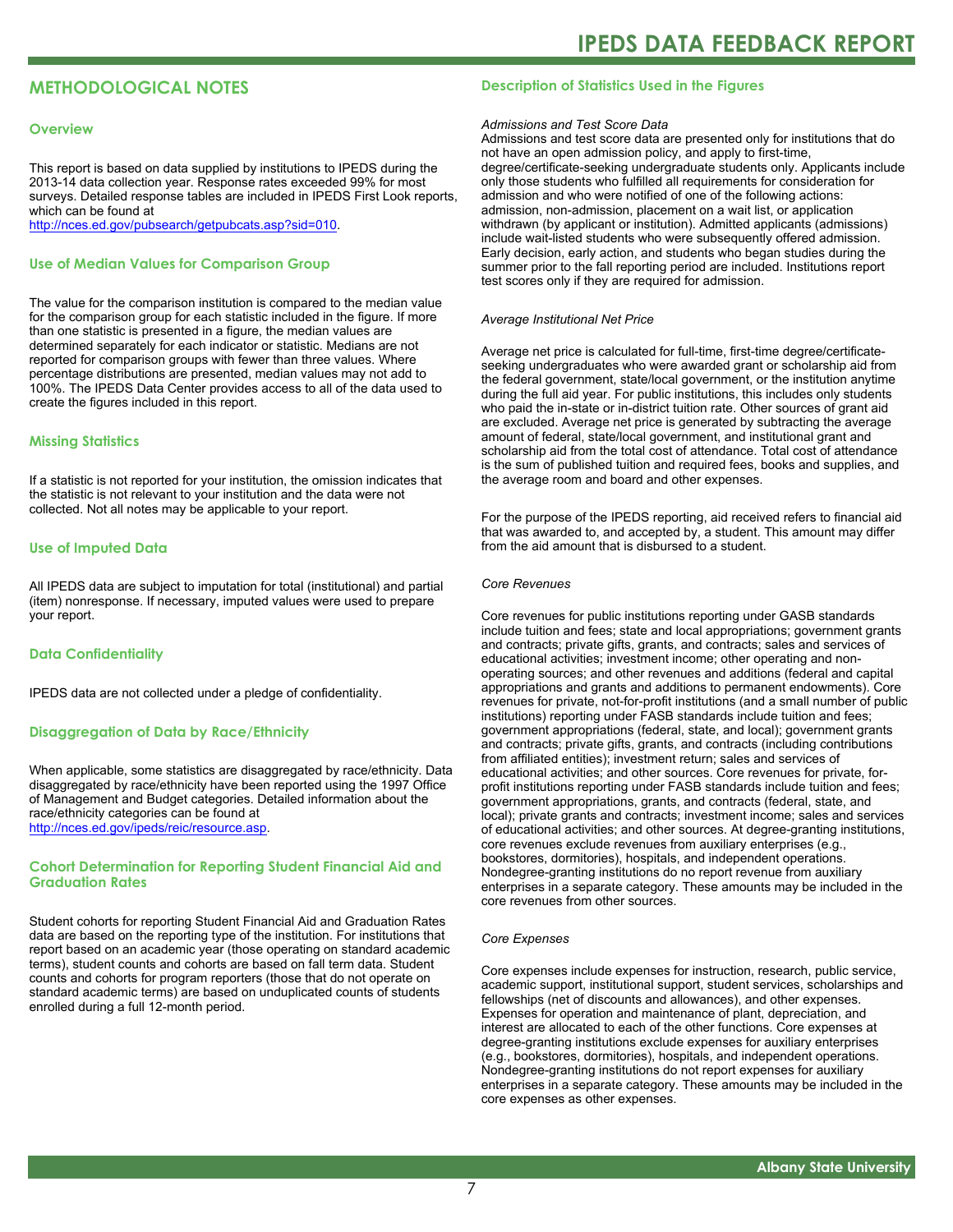## METHODOLOGICAL NOTES

### Overview

This report is based on data supplied by institutions to IPEDS during the 2013-14 data collection year. Response rates exceeded 99% for most surveys. Detailed response tables are included in IPEDS First Look reports, which can be found at http://nces.ed.gov/pubsearch/getpubcats.asp?sid=010.

### Use of Median Values for Comparison Group

The value for the comparison institution is compared to the median value for the comparison group for each statistic included in the figure. If more than one statistic is presented in a figure, the median values are determined separately for each indicator or statistic. Medians are not reported for comparison groups with fewer than three values. Where percentage distributions are presented, median values may not add to 100%. The IPEDS Data Center provides access to all of the data used to create the figures included in this report.

### Missing Statistics

If a statistic is not reported for your institution, the omission indicates that the statistic is not relevant to your institution and the data were not collected. Not all notes may be applicable to your report.

### Use of Imputed Data

All IPEDS data are subject to imputation for total (institutional) and partial (item) nonresponse. If necessary, imputed values were used to prepare your report.

### Data Confidentiality

IPEDS data are not collected under a pledge of confidentiality.

### Disaggregation of Data by Race/Ethnicity

When applicable, some statistics are disaggregated by race/ethnicity. Data disaggregated by race/ethnicity have been reported using the 1997 Office of Management and Budget categories. Detailed information about the race/ethnicity categories can be found at http://nces.ed.gov/ipeds/reic/resource.asp.

### Cohort Determination for Reporting Student Financial Aid and Graduation Rates

Student cohorts for reporting Student Financial Aid and Graduation Rates data are based on the reporting type of the institution. For institutions that report based on an academic year (those operating on standard academic terms), student counts and cohorts are based on fall term data. Student counts and cohorts for program reporters (those that do not operate on standard academic terms) are based on unduplicated counts of students enrolled during a full 12-month period.

### Description of Statistics Used in the Figures

*Admissions and Test Score Data*

Admissions and test score data are presented only for institutions that do not have an open admission policy, and apply to first-time, degree/certificate-seeking undergraduate students only. Applicants include only those students who fulfilled all requirements for consideration for admission and who were notified of one of the following actions: admission, non-admission, placement on a wait list, or application withdrawn (by applicant or institution). Admitted applicants (admissions) include wait-listed students who were subsequently offered admission. Early decision, early action, and students who began studies during the summer prior to the fall reporting period are included. Institutions report test scores only if they are required for admission.

*Average Institutional Net Price*

Average net price is calculated for full-time, first-time degree/certificate-seeking undergraduates who were awarded grant or scholarship aid from the federal government, state/local government, or the institution anytime during the full aid year. For public institutions, this includes only students who paid the in-state or in-district tuition rate. Other sources of grant aid are excluded. Average net price is generated by subtracting the average amount of federal, state/local government, and institutional grant and scholarship aid from the total cost of attendance. Total cost of attendance is the sum of published tuition and required fees, books and supplies, and the average room and board and other expenses.

For the purpose of the IPEDS reporting, aid received refers to financial aid that was awarded to, and accepted by, a student. This amount may differ from the aid amount that is disbursed to a student.

*Core Revenues*

Core revenues for public institutions reporting under GASB standards include tuition and fees; state and local appropriations; government grants and contracts; private gifts, grants, and contracts; sales and services of educational activities; investment income; other operating and non-operating sources; and other revenues and additions (federal and capital appropriations and grants and additions to permanent endowments). Core revenues for private, not-for-profit institutions (and a small number of public institutions) reporting under FASB standards include tuition and fees; government appropriations (federal, state, and local); government grants and contracts; private gifts, grants, and contracts (including contributions from affiliated entities); investment return; sales and services of educational activities; and other sources. Core revenues for private, for-profit institutions reporting under FASB standards include tuition and fees; government appropriations, grants, and contracts (federal, state, and local); private grants and contracts; investment income; sales and services of educational activities; and other sources. At degree-granting institutions, core revenues exclude revenues from auxiliary enterprises (e.g., bookstores, dormitories), hospitals, and independent operations. Nondegree-granting institutions do no report revenue from auxiliary enterprises in a separate category. These amounts may be included in the core revenues from other sources.

*Core Expenses*

Core expenses include expenses for instruction, research, public service, academic support, institutional support, student services, scholarships and fellowships (net of discounts and allowances), and other expenses. Expenses for operation and maintenance of plant, depreciation, and interest are allocated to each of the other functions. Core expenses at degree-granting institutions exclude expenses for auxiliary enterprises (e.g., bookstores, dormitories), hospitals, and independent operations. Nondegree-granting institutions do not report expenses for auxiliary enterprises in a separate category. These amounts may be included in the core expenses as other expenses.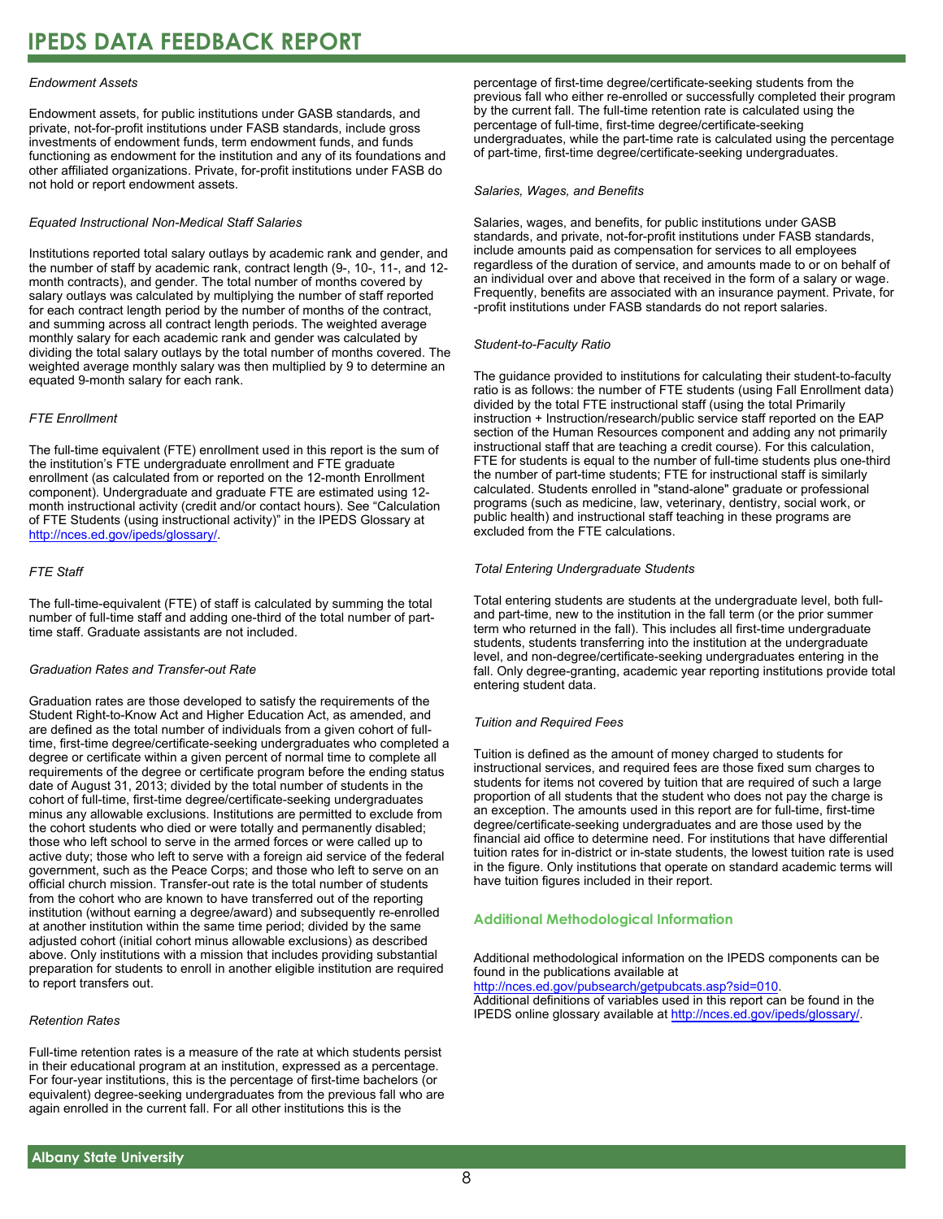*Endowment Assets*

Endowment assets, for public institutions under GASB standards, and private, not-for-profit institutions under FASB standards, include gross investments of endowment funds, term endowment funds, and funds functioning as endowment for the institution and any of its foundations and other affiliated organizations. Private, for-profit institutions under FASB do not hold or report endowment assets.

*Equated Instructional Non-Medical Staff Salaries*

Institutions reported total salary outlays by academic rank and gender, and the number of staff by academic rank, contract length (9-, 10-, 11-, and 12-month contracts), and gender. The total number of months covered by salary outlays was calculated by multiplying the number of staff reported for each contract length period by the number of months of the contract, and summing across all contract length periods. The weighted average monthly salary for each academic rank and gender was calculated by dividing the total salary outlays by the total number of months covered. The weighted average monthly salary was then multiplied by 9 to determine an equated 9-month salary for each rank.

*FTE Enrollment*

The full-time equivalent (FTE) enrollment used in this report is the sum of the institution's FTE undergraduate enrollment and FTE graduate enrollment (as calculated from or reported on the 12-month Enrollment component). Undergraduate and graduate FTE are estimated using 12-month instructional activity (credit and/or contact hours). See "Calculation of FTE Students (using instructional activity)" in the IPEDS Glossary at http://nces.ed.gov/ipeds/glossary/.

*FTE Staff*

The full-time-equivalent (FTE) of staff is calculated by summing the total number of full-time staff and adding one-third of the total number of part-time staff. Graduate assistants are not included.

*Graduation Rates and Transfer-out Rate*

Graduation rates are those developed to satisfy the requirements of the Student Right-to-Know Act and Higher Education Act, as amended, and are defined as the total number of individuals from a given cohort of full-time, first-time degree/certificate-seeking undergraduates who completed a degree or certificate within a given percent of normal time to complete all requirements of the degree or certificate program before the ending status date of August 31, 2013; divided by the total number of students in the cohort of full-time, first-time degree/certificate-seeking undergraduates minus any allowable exclusions. Institutions are permitted to exclude from the cohort students who died or were totally and permanently disabled; those who left school to serve in the armed forces or were called up to active duty; those who left to serve with a foreign aid service of the federal government, such as the Peace Corps; and those who left to serve on an official church mission. Transfer-out rate is the total number of students from the cohort who are known to have transferred out of the reporting institution (without earning a degree/award) and subsequently re-enrolled at another institution within the same time period; divided by the same adjusted cohort (initial cohort minus allowable exclusions) as described above. Only institutions with a mission that includes providing substantial preparation for students to enroll in another eligible institution are required to report transfers out.

*Retention Rates*

Full-time retention rates is a measure of the rate at which students persist in their educational program at an institution, expressed as a percentage. For four-year institutions, this is the percentage of first-time bachelors (or equivalent) degree-seeking undergraduates from the previous fall who are again enrolled in the current fall. For all other institutions this is the percentage of first-time degree/certificate-seeking students from the previous fall who either re-enrolled or successfully completed their program by the current fall. The full-time retention rate is calculated using the percentage of full-time, first-time degree/certificate-seeking undergraduates, while the part-time rate is calculated using the percentage of part-time, first-time degree/certificate-seeking undergraduates.

*Salaries, Wages, and Benefits*

Salaries, wages, and benefits, for public institutions under GASB standards, and private, not-for-profit institutions under FASB standards, include amounts paid as compensation for services to all employees regardless of the duration of service, and amounts made to or on behalf of an individual over and above that received in the form of a salary or wage. Frequently, benefits are associated with an insurance payment. Private, for-profit institutions under FASB standards do not report salaries.

*Student-to-Faculty Ratio*

The guidance provided to institutions for calculating their student-to-faculty ratio is as follows: the number of FTE students (using Fall Enrollment data) divided by the total FTE instructional staff (using the total Primarily instruction + Instruction/research/public service staff reported on the EAP section of the Human Resources component and adding any not primarily instructional staff that are teaching a credit course). For this calculation, FTE for students is equal to the number of full-time students plus one-third the number of part-time students; FTE for instructional staff is similarly calculated. Students enrolled in "stand-alone" graduate or professional programs (such as medicine, law, veterinary, dentistry, social work, or public health) and instructional staff teaching in these programs are excluded from the FTE calculations.

*Total Entering Undergraduate Students*

Total entering students are students at the undergraduate level, both full- and part-time, new to the institution in the fall term (or the prior summer term who returned in the fall). This includes all first-time undergraduate students, students transferring into the institution at the undergraduate level, and non-degree/certificate-seeking undergraduates entering in the fall. Only degree-granting, academic year reporting institutions provide total entering student data.

*Tuition and Required Fees*

Tuition is defined as the amount of money charged to students for instructional services, and required fees are those fixed sum charges to students for items not covered by tuition that are required of such a large proportion of all students that the student who does not pay the charge is an exception. The amounts used in this report are for full-time, first-time degree/certificate-seeking undergraduates and are those used by the financial aid office to determine need. For institutions that have differential tuition rates for in-district or in-state students, the lowest tuition rate is used in the figure. Only institutions that operate on standard academic terms will have tuition figures included in their report.

## Additional Methodological Information

Additional methodological information on the IPEDS components can be found in the publications available at http://nces.ed.gov/pubsearch/getpubcats.asp?sid=010.
Additional definitions of variables used in this report can be found in the IPEDS online glossary available at http://nces.ed.gov/ipeds/glossary/.